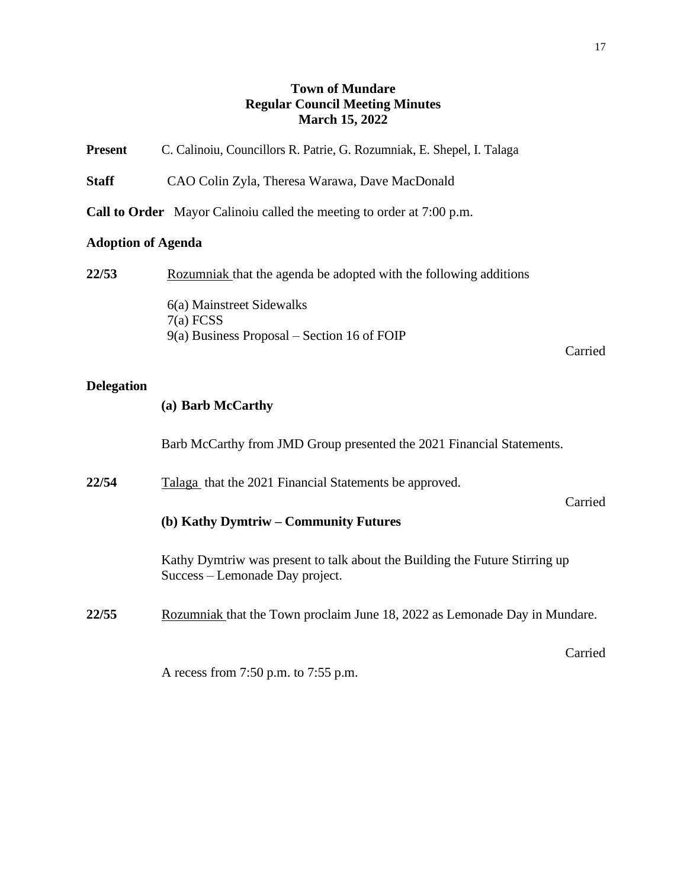# Town of Mundare
## Regular Council Meeting Minutes
### March 15, 2022

**Present** C. Calinoiu, Councillors R. Patrie, G. Rozumniak, E. Shepel, I. Talaga

**Staff** CAO Colin Zyla, Theresa Warawa, Dave MacDonald

**Call to Order** Mayor Calinoiu called the meeting to order at 7:00 p.m.

**Adoption of Agenda**

**22/53** Rozumniak that the agenda be adopted with the following additions

6(a) Mainstreet Sidewalks
7(a) FCSS
9(a) Business Proposal – Section 16 of FOIP

Carried

**Delegation**

**(a) Barb McCarthy**

Barb McCarthy from JMD Group presented the 2021 Financial Statements.

**22/54** Talaga that the 2021 Financial Statements be approved.

Carried

**(b) Kathy Dymtriw – Community Futures**

Kathy Dymtriw was present to talk about the Building the Future Stirring up Success – Lemonade Day project.

**22/55** Rozumniak that the Town proclaim June 18, 2022 as Lemonade Day in Mundare.

Carried

A recess from 7:50 p.m. to 7:55 p.m.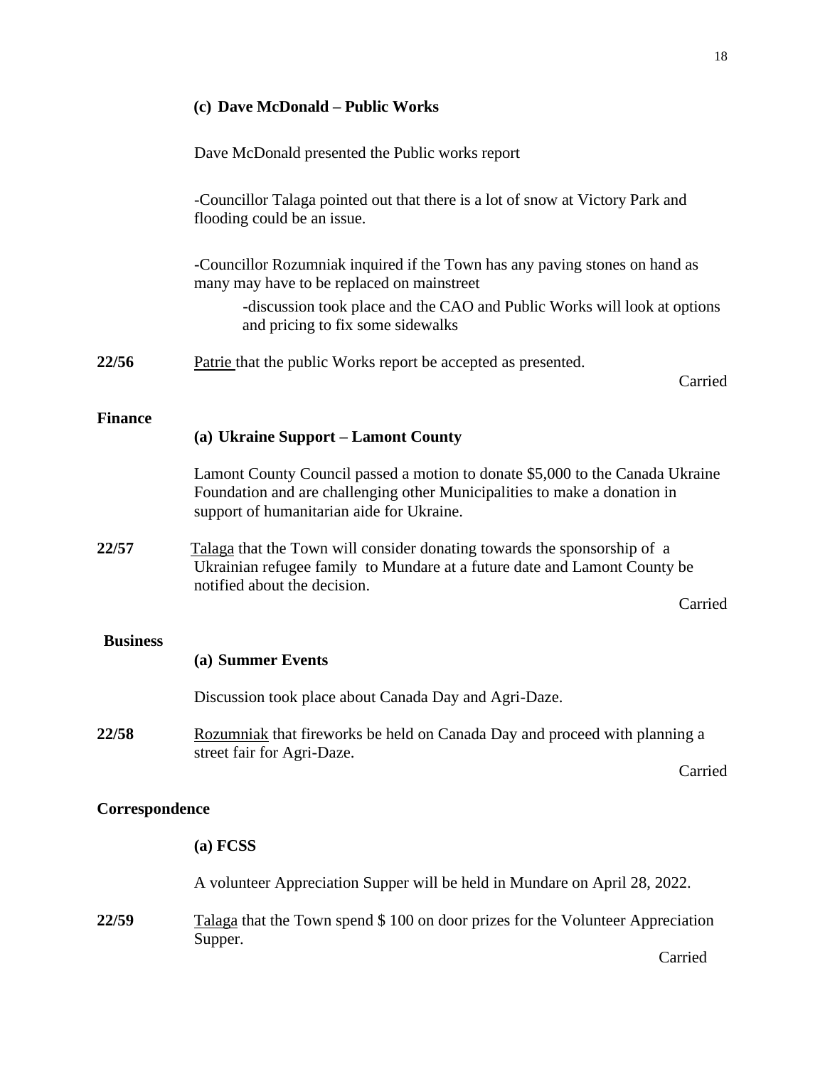**(c) Dave McDonald – Public Works**

Dave McDonald presented the Public works report

-Councillor Talaga pointed out that there is a lot of snow at Victory Park and flooding could be an issue.

-Councillor Rozumniak inquired if the Town has any paving stones on hand as many may have to be replaced on mainstreet

-discussion took place and the CAO and Public Works will look at options and pricing to fix some sidewalks

**22/56** Patrie that the public Works report be accepted as presented.

Carried

**Finance**

**(a) Ukraine Support – Lamont County**

Lamont County Council passed a motion to donate $5,000 to the Canada Ukraine Foundation and are challenging other Municipalities to make a donation in support of humanitarian aide for Ukraine.

**22/57** Talaga that the Town will consider donating towards the sponsorship of a Ukrainian refugee family to Mundare at a future date and Lamont County be notified about the decision.

Carried

**Business**

**(a) Summer Events**

Discussion took place about Canada Day and Agri-Daze.

**22/58** Rozumniak that fireworks be held on Canada Day and proceed with planning a street fair for Agri-Daze.

Carried

**Correspondence**

**(a) FCSS**

A volunteer Appreciation Supper will be held in Mundare on April 28, 2022.

**22/59** Talaga that the Town spend $ 100 on door prizes for the Volunteer Appreciation Supper.

Carried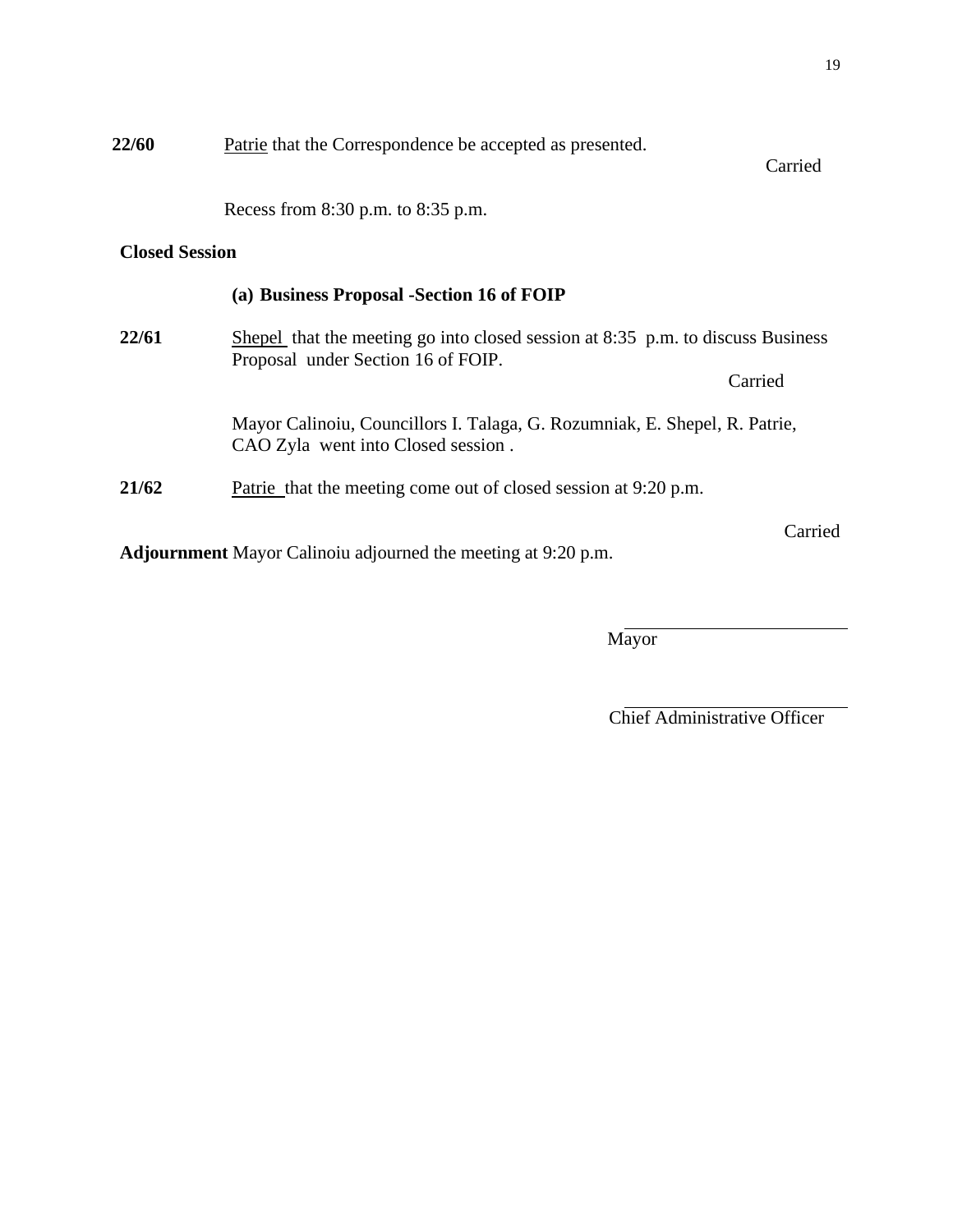**22/60** <u>Patrie</u> that the Correspondence be accepted as presented.

Carried

Recess from 8:30 p.m. to 8:35 p.m.

**Closed Session**

**(a) Business Proposal -Section 16 of FOIP**

**22/61** <u>Shepel</u> that the meeting go into closed session at 8:35 p.m. to discuss Business Proposal under Section 16 of FOIP.

Carried

Mayor Calinoiu, Councillors I. Talaga, G. Rozumniak, E. Shepel, R. Patrie, CAO Zyla went into Closed session .

**21/62** <u>Patrie</u> that the meeting come out of closed session at 9:20 p.m.

Carried

**Adjournment** Mayor Calinoiu adjourned the meeting at 9:20 p.m.

\_\_\_\_\_\_\_\_\_\_\_\_\_\_\_\_\_\_\_\_\_\_\_\_\_\_
Mayor

\_\_\_\_\_\_\_\_\_\_\_\_\_\_\_\_\_\_\_\_\_\_\_\_\_\_
Chief Administrative Officer